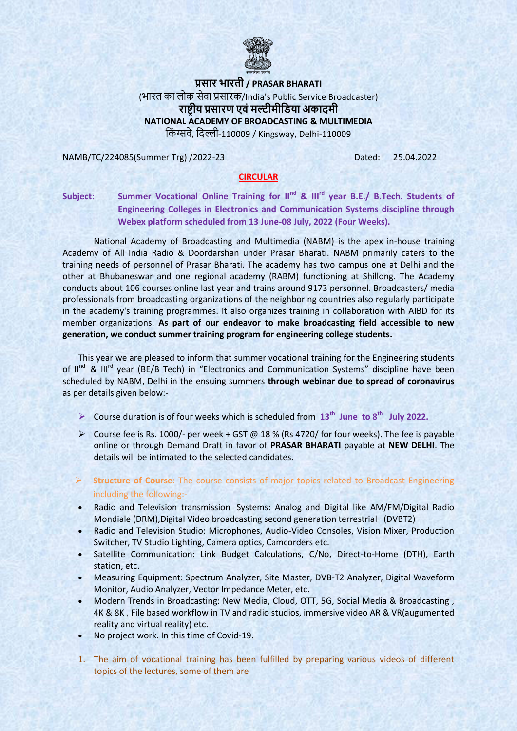**प्रसार भारती / PRASAR BHARATI**

(भारत का लोक सेवा प्रसारक/India's Public Service Broadcaster)

**राष्ट्रीय प्रसारण एवं मल्टीमीडिया अकादमी**

**NATIONAL ACADEMY OF BROADCASTING & MULTIMEDIA**

किंग्सवे, दिल्ली-110009 / Kingsway, Delhi-110009

NAMB/TC/224085(Summer Trg) /2022-23 Dated: 25.04.2022

**CIRCULAR**

**Subject: Summer Vocational Online Training for II^nd & III^rd year B.E./ B.Tech. Students of Engineering Colleges in Electronics and Communication Systems discipline through Webex platform scheduled from 13 June-08 July, 2022 (Four Weeks).**

National Academy of Broadcasting and Multimedia (NABM) is the apex in-house training Academy of All India Radio & Doordarshan under Prasar Bharati. NABM primarily caters to the training needs of personnel of Prasar Bharati. The academy has two campus one at Delhi and the other at Bhubaneswar and one regional academy (RABM) functioning at Shillong. The Academy conducts about 106 courses online last year and trains around 9173 personnel. Broadcasters/ media professionals from broadcasting organizations of the neighboring countries also regularly participate in the academy's training programmes. It also organizes training in collaboration with AIBD for its member organizations. **As part of our endeavor to make broadcasting field accessible to new generation, we conduct summer training program for engineering college students.**

This year we are pleased to inform that summer vocational training for the Engineering students of II^nd & III^rd year (BE/B Tech) in "Electronics and Communication Systems" discipline have been scheduled by NABM, Delhi in the ensuing summers **through webinar due to spread of coronavirus** as per details given below:-

- Course duration is of four weeks which is scheduled from **13^th June to 8^th July 2022.**
- Course fee is Rs. 1000/- per week + GST @ 18 % (Rs 4720/ for four weeks). The fee is payable online or through Demand Draft in favor of **PRASAR BHARATI** payable at **NEW DELHI**. The details will be intimated to the selected candidates.
- **Structure of Course**: The course consists of major topics related to Broadcast Engineering including the following:-

- Radio and Television transmission Systems: Analog and Digital like AM/FM/Digital Radio Mondiale (DRM),Digital Video broadcasting second generation terrestrial (DVBT2)
- Radio and Television Studio: Microphones, Audio-Video Consoles, Vision Mixer, Production Switcher, TV Studio Lighting, Camera optics, Camcorders etc.
- Satellite Communication: Link Budget Calculations, C/No, Direct-to-Home (DTH), Earth station, etc.
- Measuring Equipment: Spectrum Analyzer, Site Master, DVB-T2 Analyzer, Digital Waveform Monitor, Audio Analyzer, Vector Impedance Meter, etc.
- Modern Trends in Broadcasting: New Media, Cloud, OTT, 5G, Social Media & Broadcasting , 4K & 8K , File based workflow in TV and radio studios, immersive video AR & VR(augumented reality and virtual reality) etc.
- No project work. In this time of Covid-19.

1. The aim of vocational training has been fulfilled by preparing various videos of different topics of the lectures, some of them are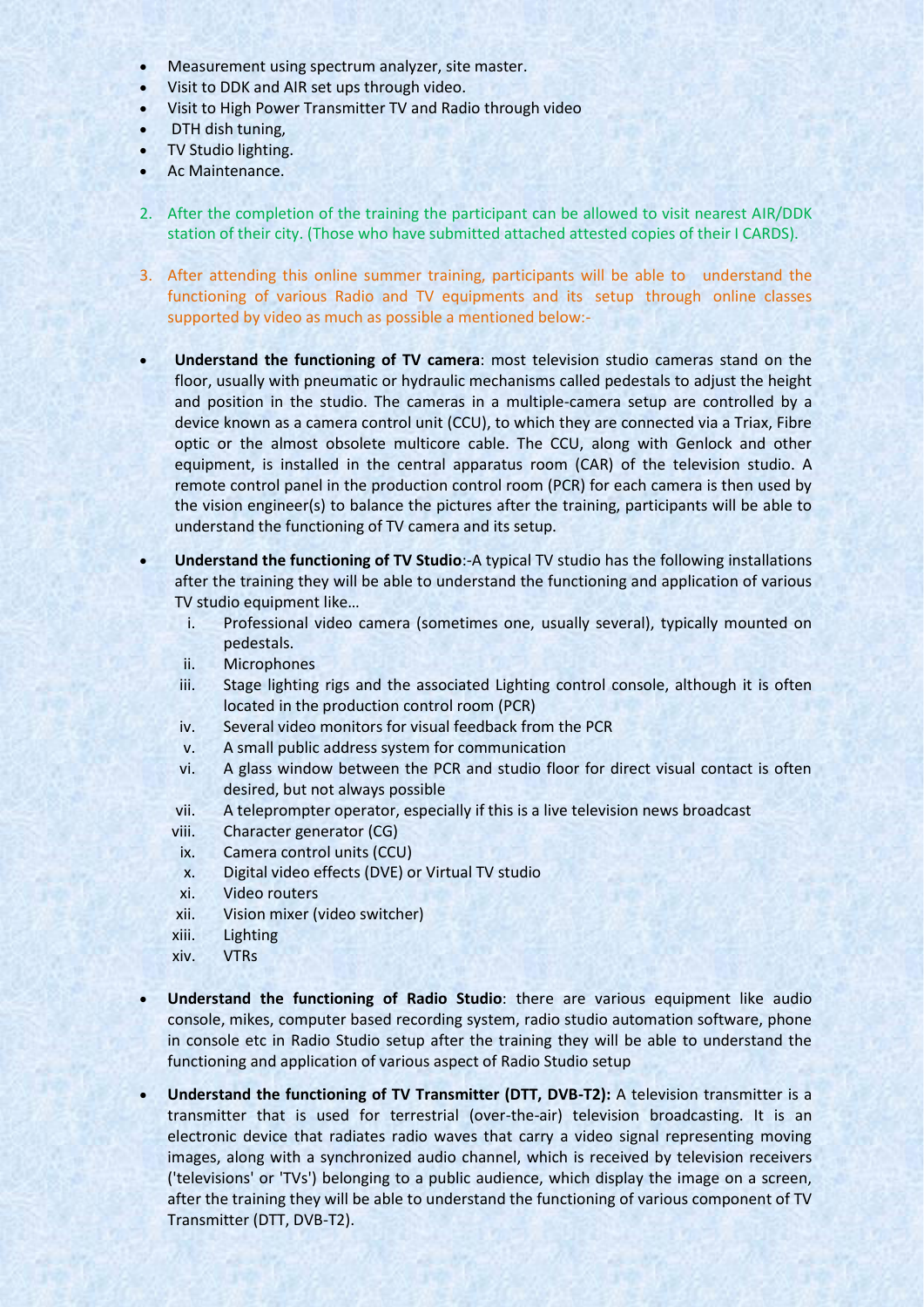- Measurement using spectrum analyzer, site master.
- Visit to DDK and AIR set ups through video.
- Visit to High Power Transmitter TV and Radio through video
- DTH dish tuning,
- TV Studio lighting.
- Ac Maintenance.

2. After the completion of the training the participant can be allowed to visit nearest AIR/DDK station of their city. (Those who have submitted attached attested copies of their I CARDS).

3. After attending this online summer training, participants will be able to understand the functioning of various Radio and TV equipments and its setup through online classes supported by video as much as possible a mentioned below:-

- **Understand the functioning of TV camera**: most television studio cameras stand on the floor, usually with pneumatic or hydraulic mechanisms called pedestals to adjust the height and position in the studio. The cameras in a multiple-camera setup are controlled by a device known as a camera control unit (CCU), to which they are connected via a Triax, Fibre optic or the almost obsolete multicore cable. The CCU, along with Genlock and other equipment, is installed in the central apparatus room (CAR) of the television studio. A remote control panel in the production control room (PCR) for each camera is then used by the vision engineer(s) to balance the pictures after the training, participants will be able to understand the functioning of TV camera and its setup.

- **Understand the functioning of TV Studio**:-A typical TV studio has the following installations after the training they will be able to understand the functioning and application of various TV studio equipment like…
   i. Professional video camera (sometimes one, usually several), typically mounted on pedestals.
   ii. Microphones
   iii. Stage lighting rigs and the associated Lighting control console, although it is often located in the production control room (PCR)
   iv. Several video monitors for visual feedback from the PCR
   v. A small public address system for communication
   vi. A glass window between the PCR and studio floor for direct visual contact is often desired, but not always possible
   vii. A teleprompter operator, especially if this is a live television news broadcast
   viii. Character generator (CG)
   ix. Camera control units (CCU)
   x. Digital video effects (DVE) or Virtual TV studio
   xi. Video routers
   xii. Vision mixer (video switcher)
   xiii. Lighting
   xiv. VTRs

- **Understand the functioning of Radio Studio**: there are various equipment like audio console, mikes, computer based recording system, radio studio automation software, phone in console etc in Radio Studio setup after the training they will be able to understand the functioning and application of various aspect of Radio Studio setup

- **Understand the functioning of TV Transmitter (DTT, DVB-T2):** A television transmitter is a transmitter that is used for terrestrial (over-the-air) television broadcasting. It is an electronic device that radiates radio waves that carry a video signal representing moving images, along with a synchronized audio channel, which is received by television receivers ('televisions' or 'TVs') belonging to a public audience, which display the image on a screen, after the training they will be able to understand the functioning of various component of TV Transmitter (DTT, DVB-T2).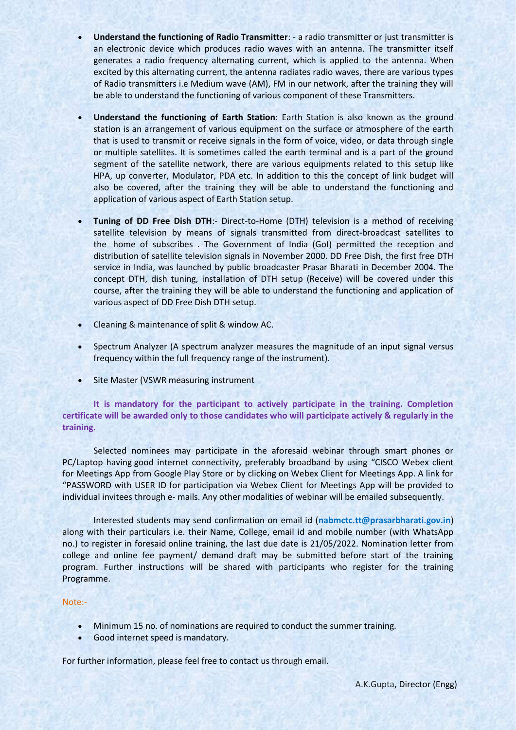- **Understand the functioning of Radio Transmitter**: - a radio transmitter or just transmitter is an electronic device which produces radio waves with an antenna. The transmitter itself generates a radio frequency alternating current, which is applied to the antenna. When excited by this alternating current, the antenna radiates radio waves, there are various types of Radio transmitters i.e Medium wave (AM), FM in our network, after the training they will be able to understand the functioning of various component of these Transmitters.

- **Understand the functioning of Earth Station**: Earth Station is also known as the ground station is an arrangement of various equipment on the surface or atmosphere of the earth that is used to transmit or receive signals in the form of voice, video, or data through single or multiple satellites. It is sometimes called the earth terminal and is a part of the ground segment of the satellite network, there are various equipments related to this setup like HPA, up converter, Modulator, PDA etc. In addition to this the concept of link budget will also be covered, after the training they will be able to understand the functioning and application of various aspect of Earth Station setup.

- **Tuning of DD Free Dish DTH**:- Direct-to-Home (DTH) television is a method of receiving satellite television by means of signals transmitted from direct-broadcast satellites to the home of subscribes . The Government of India (GoI) permitted the reception and distribution of satellite television signals in November 2000. DD Free Dish, the first free DTH service in India, was launched by public broadcaster Prasar Bharati in December 2004. The concept DTH, dish tuning, installation of DTH setup (Receive) will be covered under this course, after the training they will be able to understand the functioning and application of various aspect of DD Free Dish DTH setup.

- Cleaning & maintenance of split & window AC.

- Spectrum Analyzer (A spectrum analyzer measures the magnitude of an input signal versus frequency within the full frequency range of the instrument).

- Site Master (VSWR measuring instrument

**It is mandatory for the participant to actively participate in the training. Completion certificate will be awarded only to those candidates who will participate actively & regularly in the training.**

Selected nominees may participate in the aforesaid webinar through smart phones or PC/Laptop having good internet connectivity, preferably broadband by using "CISCO Webex client for Meetings App from Google Play Store or by clicking on Webex Client for Meetings App. A link for "PASSWORD with USER ID for participation via Webex Client for Meetings App will be provided to individual invitees through e- mails. Any other modalities of webinar will be emailed subsequently.

Interested students may send confirmation on email id (**nabmctc.tt@prasarbharati.gov.in**) along with their particulars i.e. their Name, College, email id and mobile number (with WhatsApp no.) to register in foresaid online training, the last due date is 21/05/2022. Nomination letter from college and online fee payment/ demand draft may be submitted before start of the training program. Further instructions will be shared with participants who register for the training Programme.

Note:-

- Minimum 15 no. of nominations are required to conduct the summer training.
- Good internet speed is mandatory.

For further information, please feel free to contact us through email.

A.K.Gupta, Director (Engg)